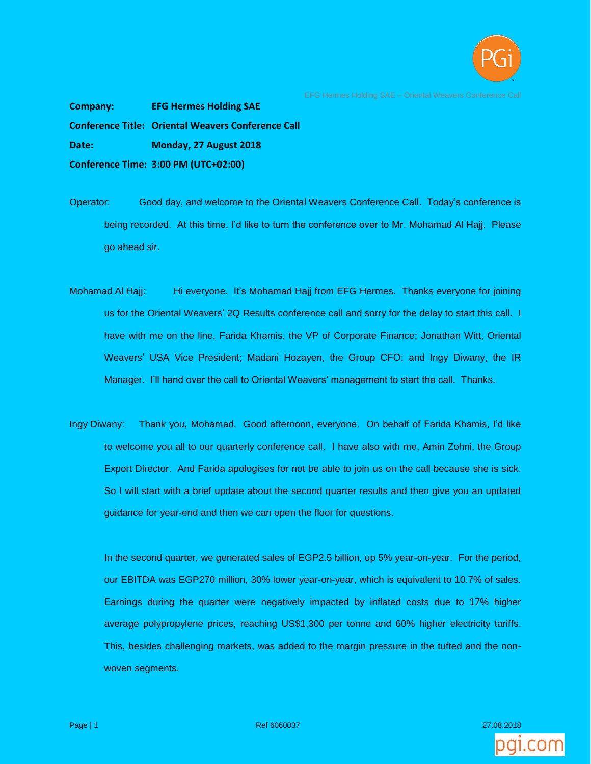**Company:** **EFG Hermes Holding SAE**

**Conference Title:** **Oriental Weavers Conference Call**

**Date:** **Monday, 27 August 2018**

**Conference Time:** **3:00 PM (UTC+02:00)**

Operator: Good day, and welcome to the Oriental Weavers Conference Call. Today's conference is being recorded. At this time, I'd like to turn the conference over to Mr. Mohamad Al Hajj. Please go ahead sir.

Mohamad Al Hajj: Hi everyone. It's Mohamad Hajj from EFG Hermes. Thanks everyone for joining us for the Oriental Weavers' 2Q Results conference call and sorry for the delay to start this call. I have with me on the line, Farida Khamis, the VP of Corporate Finance; Jonathan Witt, Oriental Weavers' USA Vice President; Madani Hozayen, the Group CFO; and Ingy Diwany, the IR Manager. I'll hand over the call to Oriental Weavers' management to start the call. Thanks.

Ingy Diwany: Thank you, Mohamad. Good afternoon, everyone. On behalf of Farida Khamis, I'd like to welcome you all to our quarterly conference call. I have also with me, Amin Zohni, the Group Export Director. And Farida apologises for not be able to join us on the call because she is sick. So I will start with a brief update about the second quarter results and then give you an updated guidance for year-end and then we can open the floor for questions.

In the second quarter, we generated sales of EGP2.5 billion, up 5% year-on-year. For the period, our EBITDA was EGP270 million, 30% lower year-on-year, which is equivalent to 10.7% of sales. Earnings during the quarter were negatively impacted by inflated costs due to 17% higher average polypropylene prices, reaching US$1,300 per tonne and 60% higher electricity tariffs. This, besides challenging markets, was added to the margin pressure in the tufted and the non-woven segments.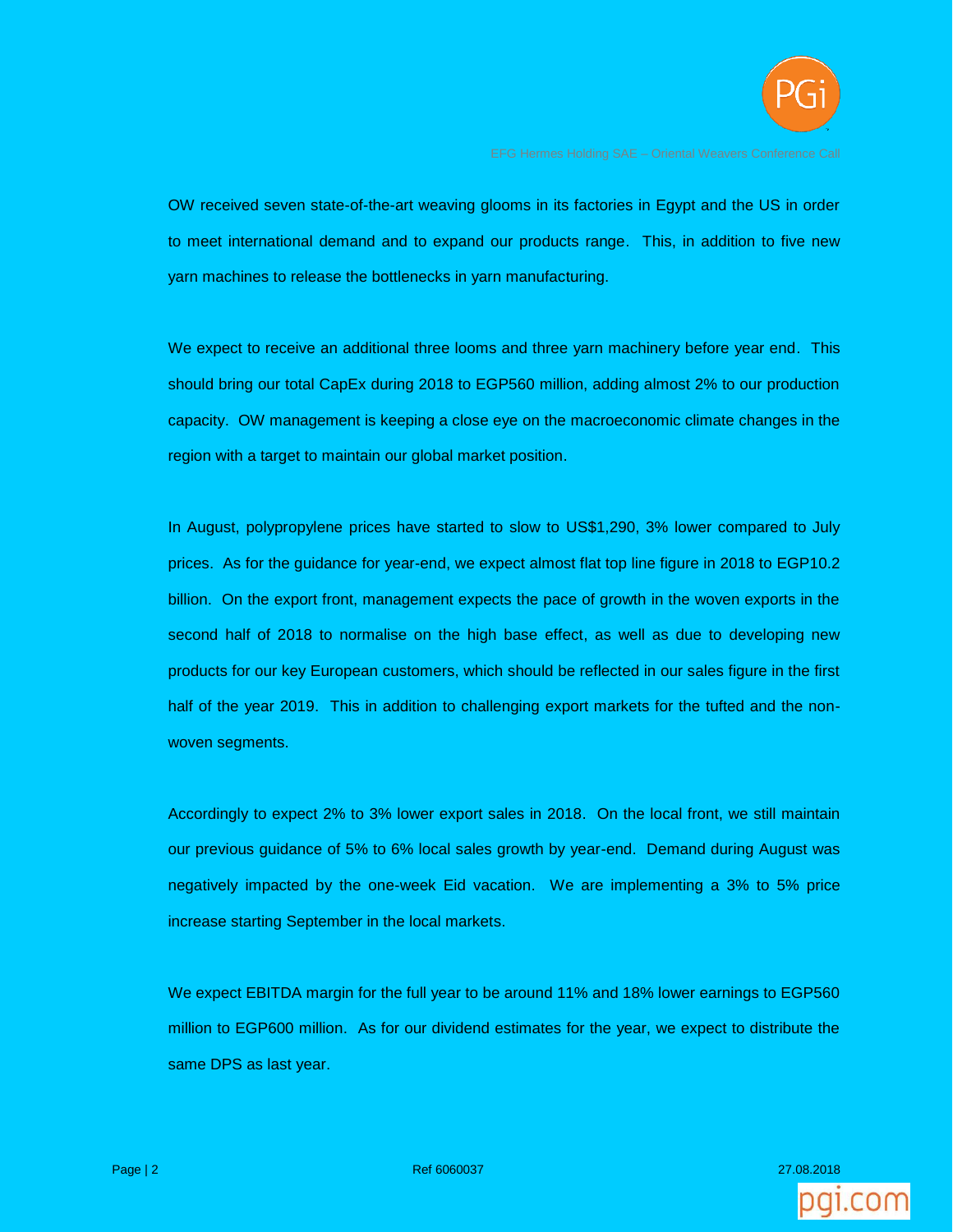OW received seven state-of-the-art weaving glooms in its factories in Egypt and the US in order to meet international demand and to expand our products range. This, in addition to five new yarn machines to release the bottlenecks in yarn manufacturing.

We expect to receive an additional three looms and three yarn machinery before year end. This should bring our total CapEx during 2018 to EGP560 million, adding almost 2% to our production capacity. OW management is keeping a close eye on the macroeconomic climate changes in the region with a target to maintain our global market position.

In August, polypropylene prices have started to slow to US$1,290, 3% lower compared to July prices. As for the guidance for year-end, we expect almost flat top line figure in 2018 to EGP10.2 billion. On the export front, management expects the pace of growth in the woven exports in the second half of 2018 to normalise on the high base effect, as well as due to developing new products for our key European customers, which should be reflected in our sales figure in the first half of the year 2019. This in addition to challenging export markets for the tufted and the non-woven segments.

Accordingly to expect 2% to 3% lower export sales in 2018. On the local front, we still maintain our previous guidance of 5% to 6% local sales growth by year-end. Demand during August was negatively impacted by the one-week Eid vacation. We are implementing a 3% to 5% price increase starting September in the local markets.

We expect EBITDA margin for the full year to be around 11% and 18% lower earnings to EGP560 million to EGP600 million. As for our dividend estimates for the year, we expect to distribute the same DPS as last year.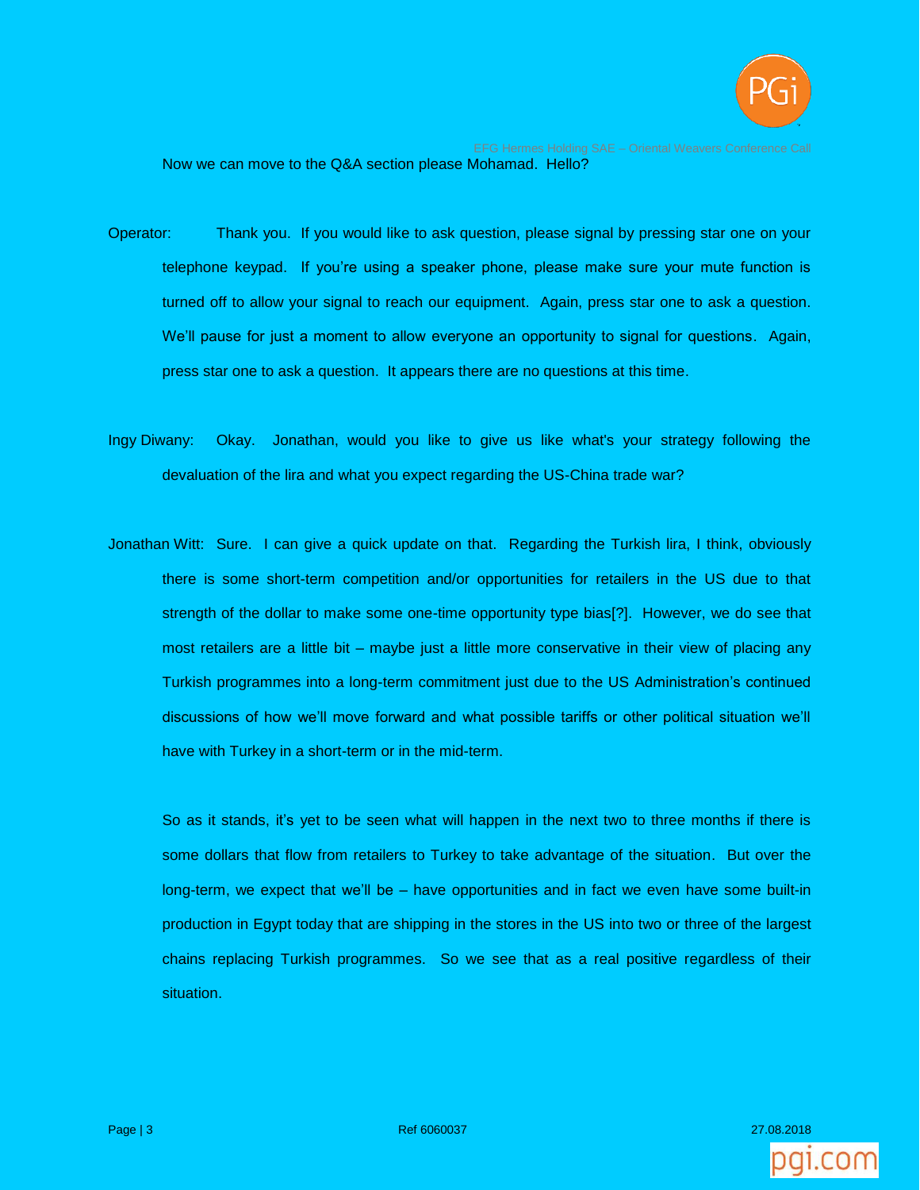Now we can move to the Q&A section please Mohamad. Hello?

Operator: Thank you. If you would like to ask question, please signal by pressing star one on your telephone keypad. If you're using a speaker phone, please make sure your mute function is turned off to allow your signal to reach our equipment. Again, press star one to ask a question. We'll pause for just a moment to allow everyone an opportunity to signal for questions. Again, press star one to ask a question. It appears there are no questions at this time.

Ingy Diwany: Okay. Jonathan, would you like to give us like what's your strategy following the devaluation of the lira and what you expect regarding the US-China trade war?

Jonathan Witt: Sure. I can give a quick update on that. Regarding the Turkish lira, I think, obviously there is some short-term competition and/or opportunities for retailers in the US due to that strength of the dollar to make some one-time opportunity type bias[?]. However, we do see that most retailers are a little bit – maybe just a little more conservative in their view of placing any Turkish programmes into a long-term commitment just due to the US Administration's continued discussions of how we'll move forward and what possible tariffs or other political situation we'll have with Turkey in a short-term or in the mid-term.

So as it stands, it's yet to be seen what will happen in the next two to three months if there is some dollars that flow from retailers to Turkey to take advantage of the situation. But over the long-term, we expect that we'll be – have opportunities and in fact we even have some built-in production in Egypt today that are shipping in the stores in the US into two or three of the largest chains replacing Turkish programmes. So we see that as a real positive regardless of their situation.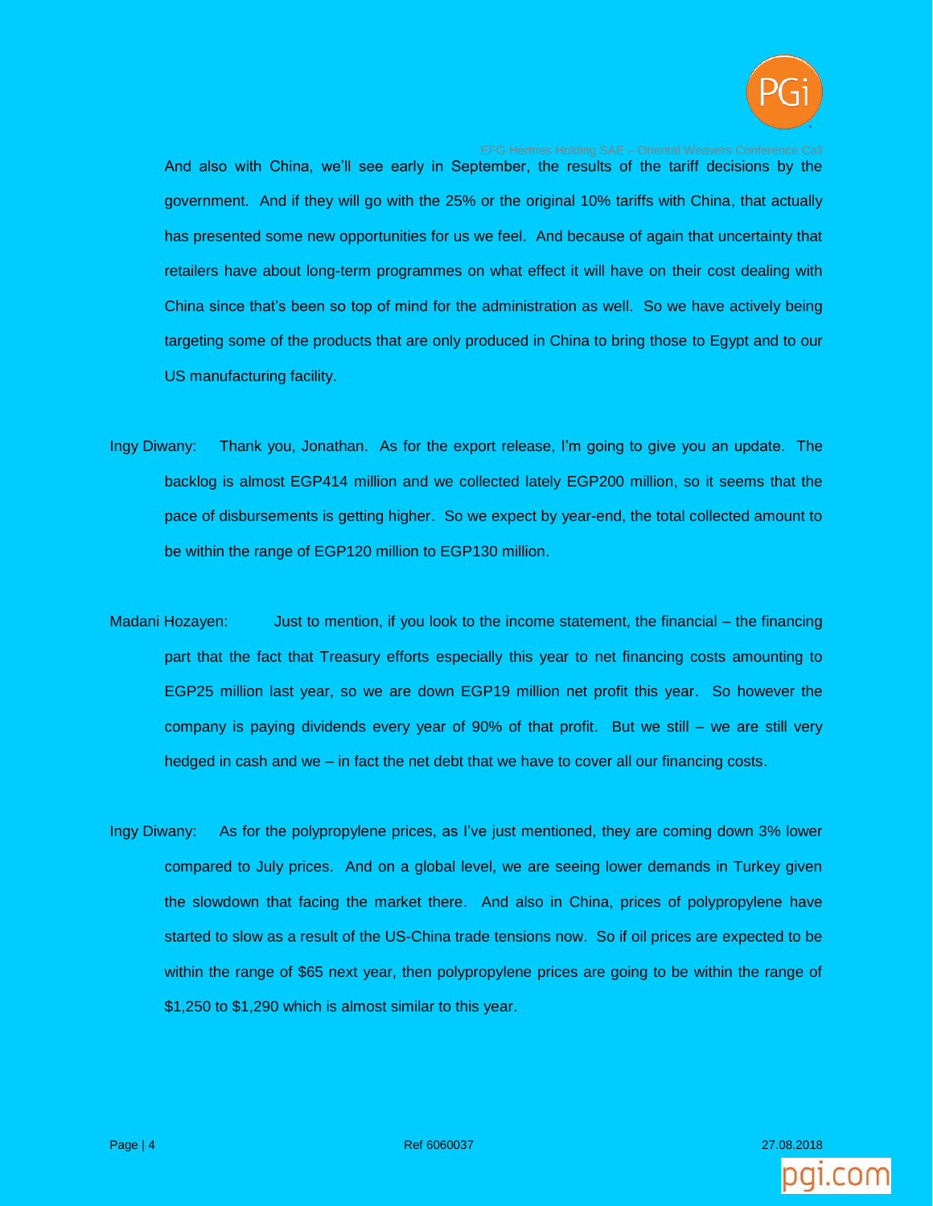And also with China, we'll see early in September, the results of the tariff decisions by the government. And if they will go with the 25% or the original 10% tariffs with China, that actually has presented some new opportunities for us we feel. And because of again that uncertainty that retailers have about long-term programmes on what effect it will have on their cost dealing with China since that's been so top of mind for the administration as well. So we have actively being targeting some of the products that are only produced in China to bring those to Egypt and to our US manufacturing facility.

Ingy Diwany: Thank you, Jonathan. As for the export release, I'm going to give you an update. The backlog is almost EGP414 million and we collected lately EGP200 million, so it seems that the pace of disbursements is getting higher. So we expect by year-end, the total collected amount to be within the range of EGP120 million to EGP130 million.

Madani Hozayen: Just to mention, if you look to the income statement, the financial – the financing part that the fact that Treasury efforts especially this year to net financing costs amounting to EGP25 million last year, so we are down EGP19 million net profit this year. So however the company is paying dividends every year of 90% of that profit. But we still – we are still very hedged in cash and we – in fact the net debt that we have to cover all our financing costs.

Ingy Diwany: As for the polypropylene prices, as I've just mentioned, they are coming down 3% lower compared to July prices. And on a global level, we are seeing lower demands in Turkey given the slowdown that facing the market there. And also in China, prices of polypropylene have started to slow as a result of the US-China trade tensions now. So if oil prices are expected to be within the range of $65 next year, then polypropylene prices are going to be within the range of $1,250 to $1,290 which is almost similar to this year.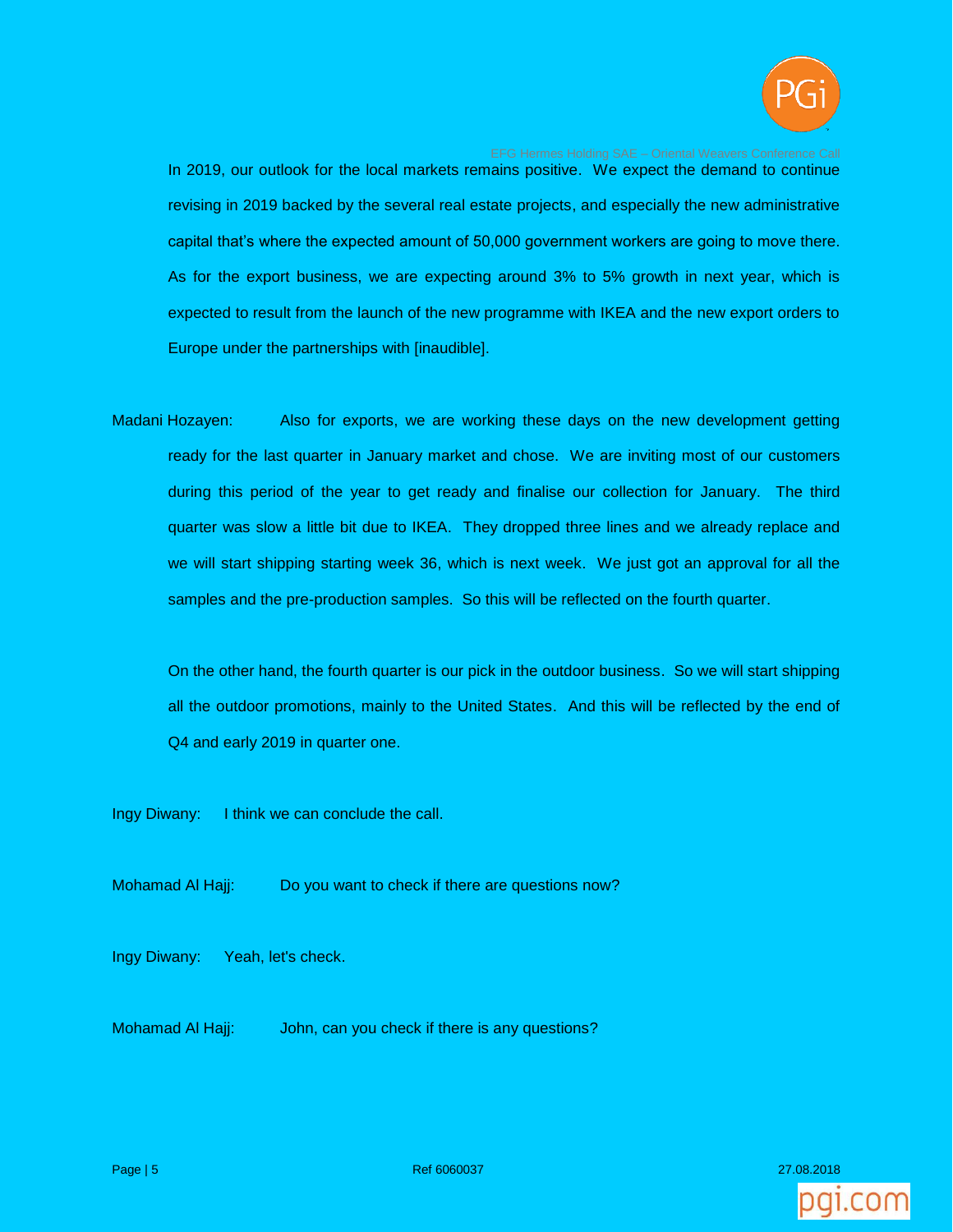In 2019, our outlook for the local markets remains positive. We expect the demand to continue revising in 2019 backed by the several real estate projects, and especially the new administrative capital that's where the expected amount of 50,000 government workers are going to move there. As for the export business, we are expecting around 3% to 5% growth in next year, which is expected to result from the launch of the new programme with IKEA and the new export orders to Europe under the partnerships with [inaudible].

Madani Hozayen: Also for exports, we are working these days on the new development getting ready for the last quarter in January market and chose. We are inviting most of our customers during this period of the year to get ready and finalise our collection for January. The third quarter was slow a little bit due to IKEA. They dropped three lines and we already replace and we will start shipping starting week 36, which is next week. We just got an approval for all the samples and the pre-production samples. So this will be reflected on the fourth quarter.

On the other hand, the fourth quarter is our pick in the outdoor business. So we will start shipping all the outdoor promotions, mainly to the United States. And this will be reflected by the end of Q4 and early 2019 in quarter one.

Ingy Diwany: I think we can conclude the call.

Mohamad Al Hajj: Do you want to check if there are questions now?

Ingy Diwany: Yeah, let's check.

Mohamad Al Hajj: John, can you check if there is any questions?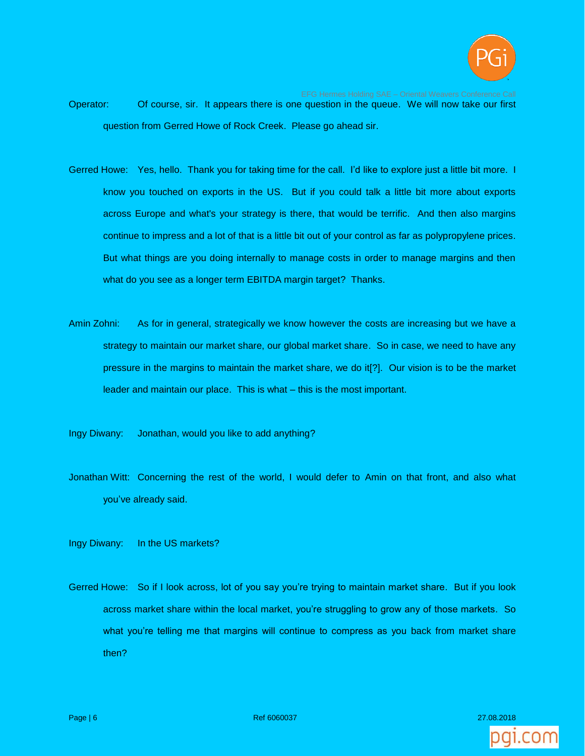Operator: Of course, sir. It appears there is one question in the queue. We will now take our first question from Gerred Howe of Rock Creek. Please go ahead sir.

Gerred Howe: Yes, hello. Thank you for taking time for the call. I'd like to explore just a little bit more. I know you touched on exports in the US. But if you could talk a little bit more about exports across Europe and what's your strategy is there, that would be terrific. And then also margins continue to impress and a lot of that is a little bit out of your control as far as polypropylene prices. But what things are you doing internally to manage costs in order to manage margins and then what do you see as a longer term EBITDA margin target? Thanks.

Amin Zohni: As for in general, strategically we know however the costs are increasing but we have a strategy to maintain our market share, our global market share. So in case, we need to have any pressure in the margins to maintain the market share, we do it[?]. Our vision is to be the market leader and maintain our place. This is what – this is the most important.

Ingy Diwany: Jonathan, would you like to add anything?

Jonathan Witt: Concerning the rest of the world, I would defer to Amin on that front, and also what you've already said.

Ingy Diwany: In the US markets?

Gerred Howe: So if I look across, lot of you say you're trying to maintain market share. But if you look across market share within the local market, you're struggling to grow any of those markets. So what you're telling me that margins will continue to compress as you back from market share then?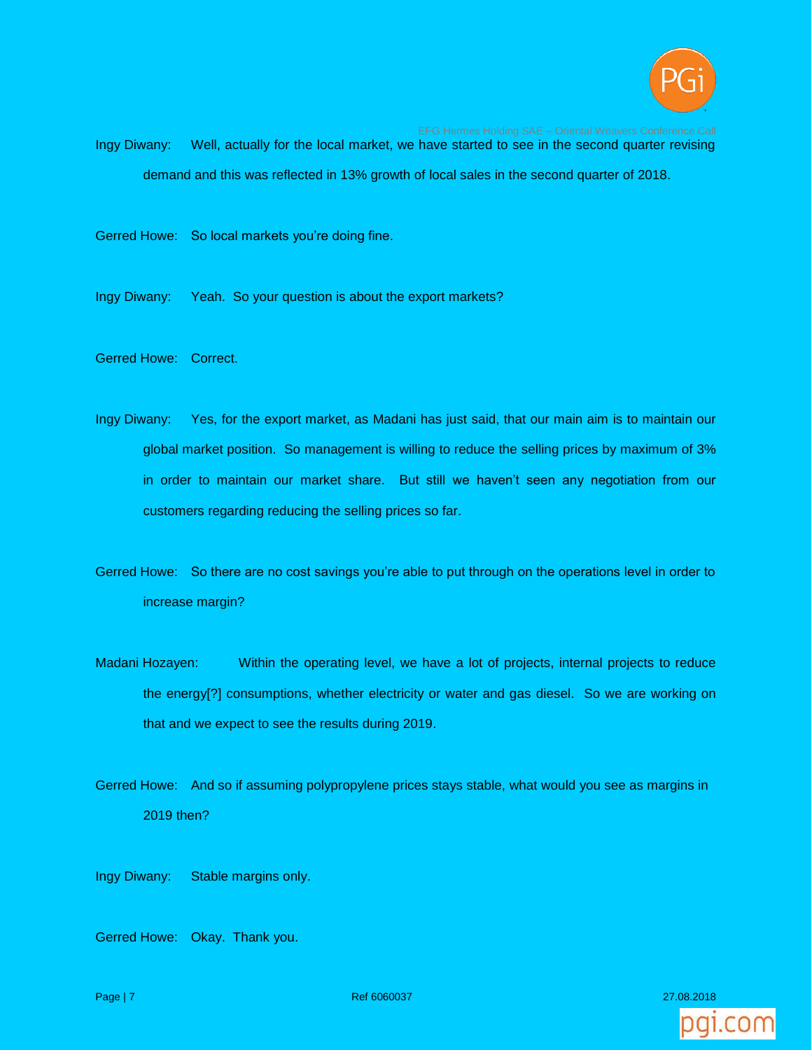Ingy Diwany: Well, actually for the local market, we have started to see in the second quarter revising demand and this was reflected in 13% growth of local sales in the second quarter of 2018.

Gerred Howe: So local markets you're doing fine.

Ingy Diwany: Yeah. So your question is about the export markets?

Gerred Howe: Correct.

Ingy Diwany: Yes, for the export market, as Madani has just said, that our main aim is to maintain our global market position. So management is willing to reduce the selling prices by maximum of 3% in order to maintain our market share. But still we haven't seen any negotiation from our customers regarding reducing the selling prices so far.

Gerred Howe: So there are no cost savings you're able to put through on the operations level in order to increase margin?

Madani Hozayen: Within the operating level, we have a lot of projects, internal projects to reduce the energy[?] consumptions, whether electricity or water and gas diesel. So we are working on that and we expect to see the results during 2019.

Gerred Howe: And so if assuming polypropylene prices stays stable, what would you see as margins in 2019 then?

Ingy Diwany: Stable margins only.

Gerred Howe: Okay. Thank you.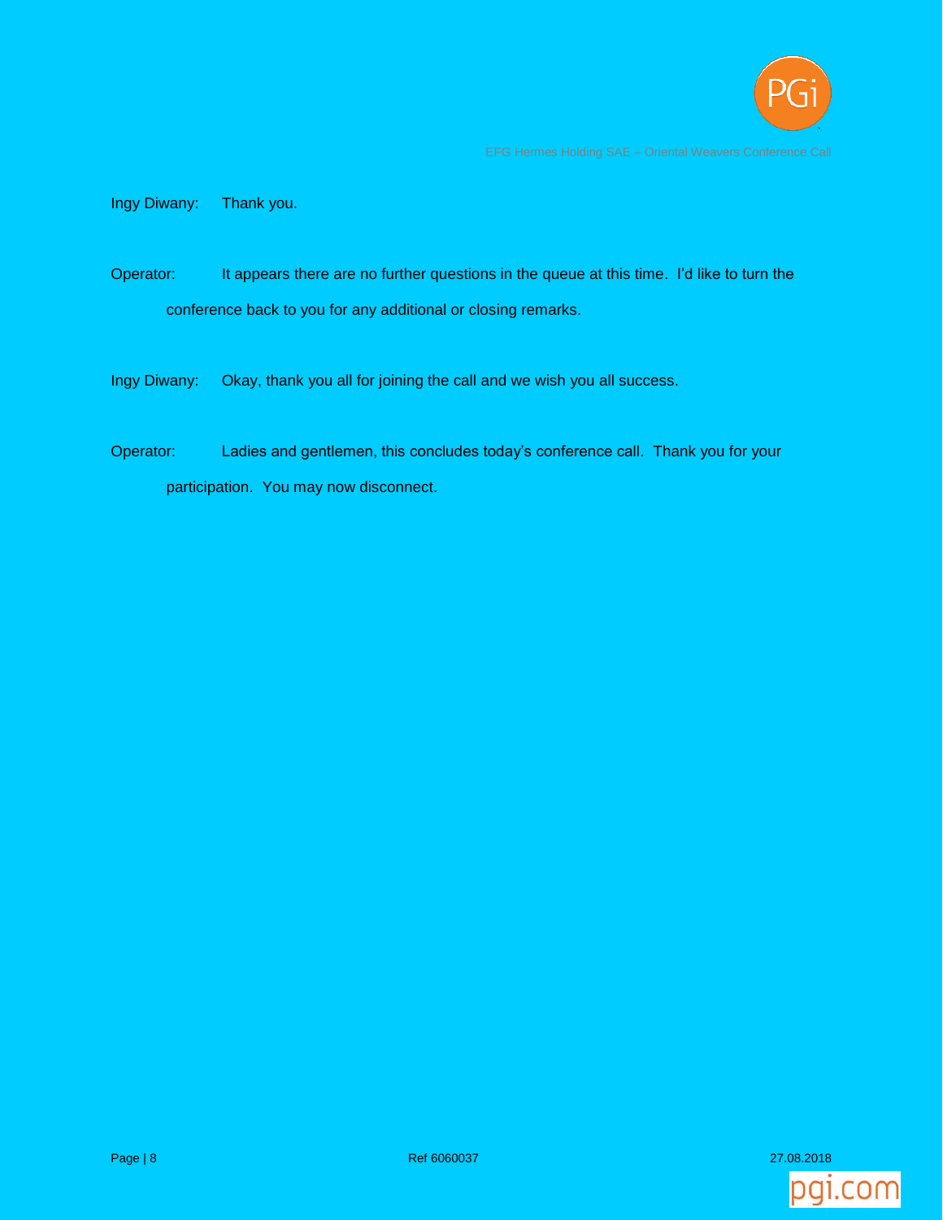Ingy Diwany: Thank you.

Operator: It appears there are no further questions in the queue at this time. I'd like to turn the conference back to you for any additional or closing remarks.

Ingy Diwany: Okay, thank you all for joining the call and we wish you all success.

Operator: Ladies and gentlemen, this concludes today's conference call. Thank you for your participation. You may now disconnect.